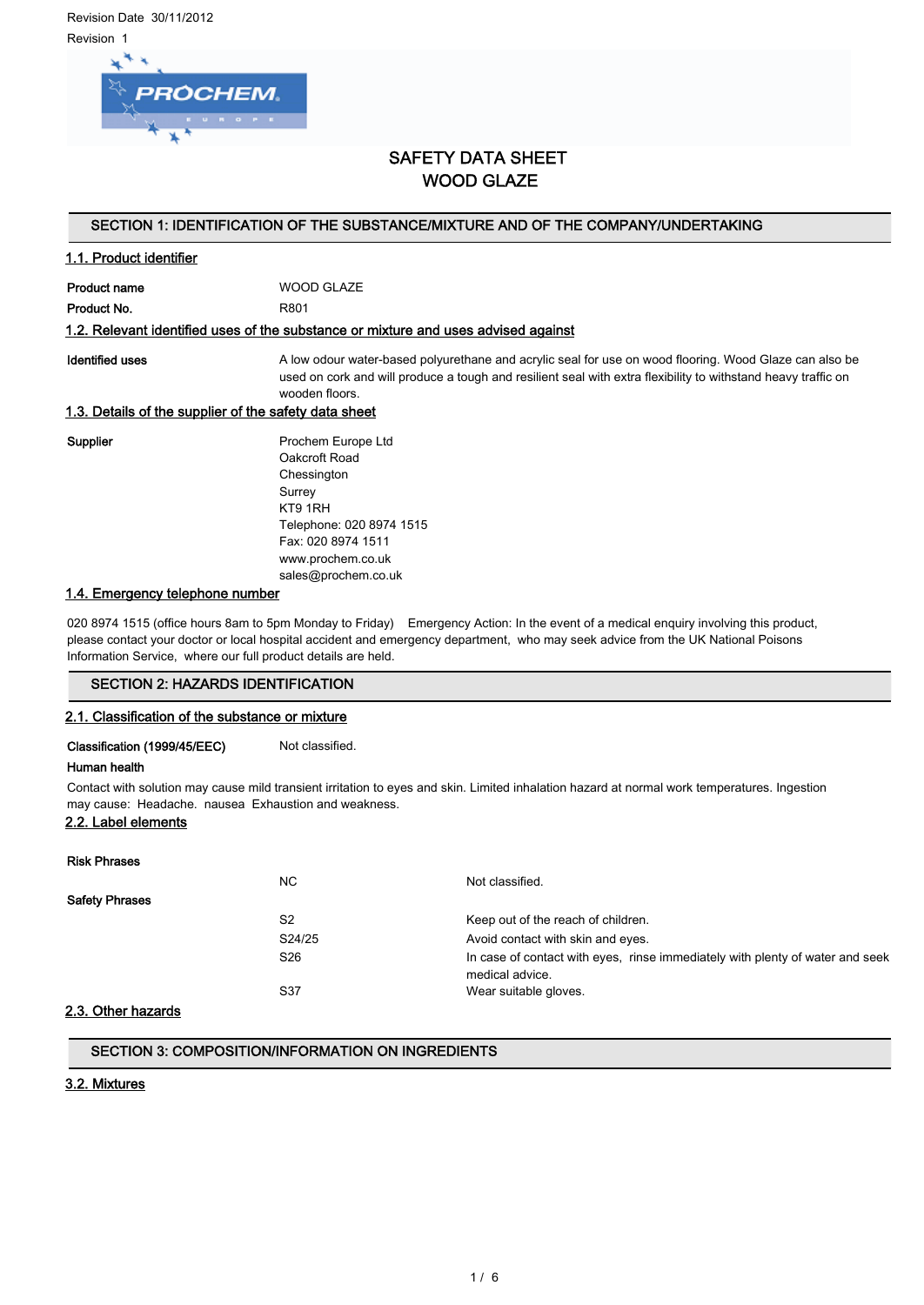Revision Date 30/11/2012

Revision 1

# SAFETY DATA SHEET
# WOOD GLAZE

## SECTION 1: IDENTIFICATION OF THE SUBSTANCE/MIXTURE AND OF THE COMPANY/UNDERTAKING

### 1.1. Product identifier

**Product name** WOOD GLAZE

**Product No.** R801

### 1.2. Relevant identified uses of the substance or mixture and uses advised against

**Identified uses** A low odour water-based polyurethane and acrylic seal for use on wood flooring. Wood Glaze can also be used on cork and will produce a tough and resilient seal with extra flexibility to withstand heavy traffic on wooden floors.

### 1.3. Details of the supplier of the safety data sheet

**Supplier**

Prochem Europe Ltd
Oakcroft Road
Chessington
Surrey
KT9 1RH
Telephone: 020 8974 1515
Fax: 020 8974 1511
www.prochem.co.uk
sales@prochem.co.uk

### 1.4. Emergency telephone number

020 8974 1515 (office hours 8am to 5pm Monday to Friday) Emergency Action: In the event of a medical enquiry involving this product, please contact your doctor or local hospital accident and emergency department, who may seek advice from the UK National Poisons Information Service, where our full product details are held.

## SECTION 2: HAZARDS IDENTIFICATION

### 2.1. Classification of the substance or mixture

**Classification (1999/45/EEC)** Not classified.

**Human health**

Contact with solution may cause mild transient irritation to eyes and skin. Limited inhalation hazard at normal work temperatures. Ingestion may cause: Headache. nausea Exhaustion and weakness.

### 2.2. Label elements

**Risk Phrases**

| | | |
|---|---|---|
| | NC | Not classified. |

**Safety Phrases**

| | | |
|---|---|---|
| | S2 | Keep out of the reach of children. |
| | S24/25 | Avoid contact with skin and eyes. |
| | S26 | In case of contact with eyes, rinse immediately with plenty of water and seek medical advice. |
| | S37 | Wear suitable gloves. |

### 2.3. Other hazards

## SECTION 3: COMPOSITION/INFORMATION ON INGREDIENTS

### 3.2. Mixtures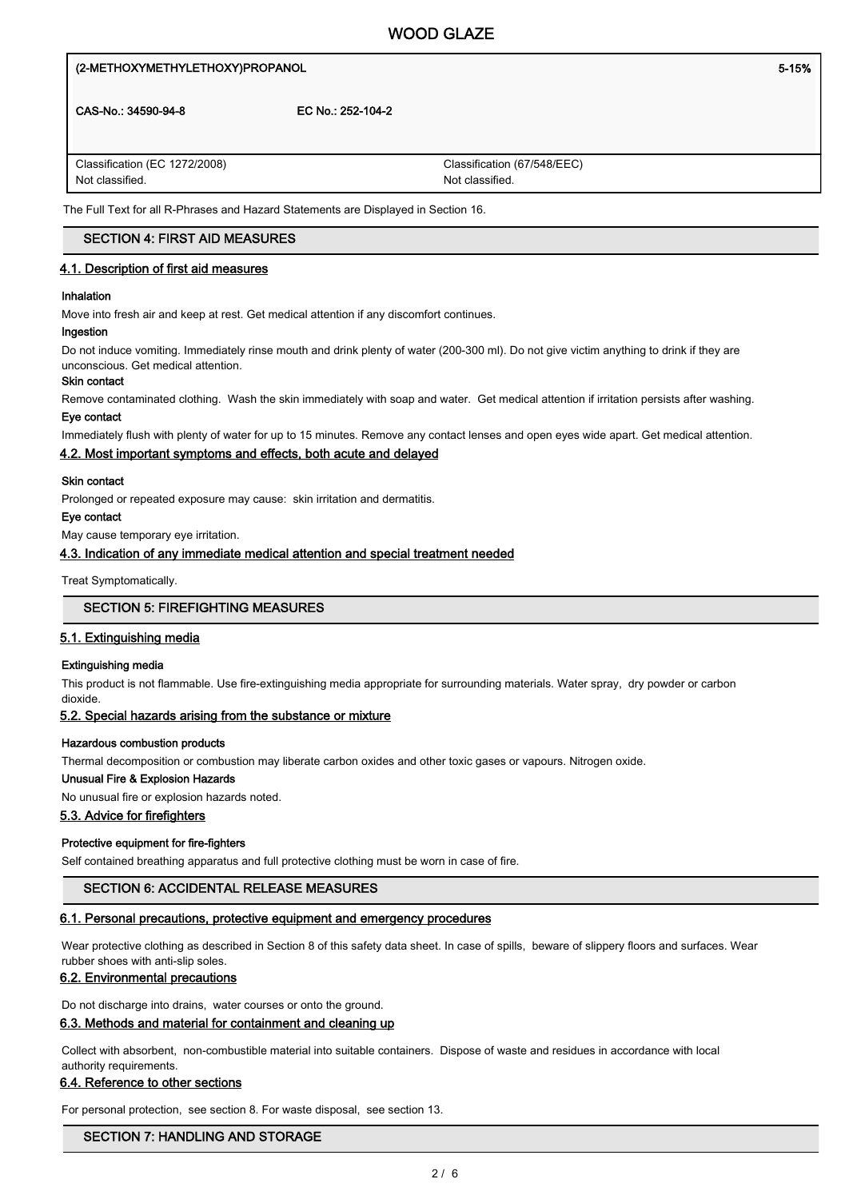| (2-METHOXYMETHYLETHOXY)PROPANOL | 5-15% |
| --- | --- |
| CAS-No.: 34590-94-8 EC No.: 252-104-2 | |
| Classification (EC 1272/2008)<br>Not classified. | Classification (67/548/EEC)<br>Not classified. |

The Full Text for all R-Phrases and Hazard Statements are Displayed in Section 16.

## SECTION 4: FIRST AID MEASURES

### 4.1. Description of first aid measures

**Inhalation**

Move into fresh air and keep at rest. Get medical attention if any discomfort continues.

**Ingestion**

Do not induce vomiting. Immediately rinse mouth and drink plenty of water (200-300 ml). Do not give victim anything to drink if they are unconscious. Get medical attention.

**Skin contact**

Remove contaminated clothing. Wash the skin immediately with soap and water. Get medical attention if irritation persists after washing.

**Eye contact**

Immediately flush with plenty of water for up to 15 minutes. Remove any contact lenses and open eyes wide apart. Get medical attention.

### 4.2. Most important symptoms and effects, both acute and delayed

**Skin contact**

Prolonged or repeated exposure may cause: skin irritation and dermatitis.

**Eye contact**

May cause temporary eye irritation.

### 4.3. Indication of any immediate medical attention and special treatment needed

Treat Symptomatically.

## SECTION 5: FIREFIGHTING MEASURES

### 5.1. Extinguishing media

**Extinguishing media**

This product is not flammable. Use fire-extinguishing media appropriate for surrounding materials. Water spray, dry powder or carbon dioxide.

### 5.2. Special hazards arising from the substance or mixture

**Hazardous combustion products**

Thermal decomposition or combustion may liberate carbon oxides and other toxic gases or vapours. Nitrogen oxide.

**Unusual Fire & Explosion Hazards**

No unusual fire or explosion hazards noted.

### 5.3. Advice for firefighters

**Protective equipment for fire-fighters**

Self contained breathing apparatus and full protective clothing must be worn in case of fire.

## SECTION 6: ACCIDENTAL RELEASE MEASURES

### 6.1. Personal precautions, protective equipment and emergency procedures

Wear protective clothing as described in Section 8 of this safety data sheet. In case of spills, beware of slippery floors and surfaces. Wear rubber shoes with anti-slip soles.

### 6.2. Environmental precautions

Do not discharge into drains, water courses or onto the ground.

### 6.3. Methods and material for containment and cleaning up

Collect with absorbent, non-combustible material into suitable containers. Dispose of waste and residues in accordance with local authority requirements.

### 6.4. Reference to other sections

For personal protection, see section 8. For waste disposal, see section 13.

## SECTION 7: HANDLING AND STORAGE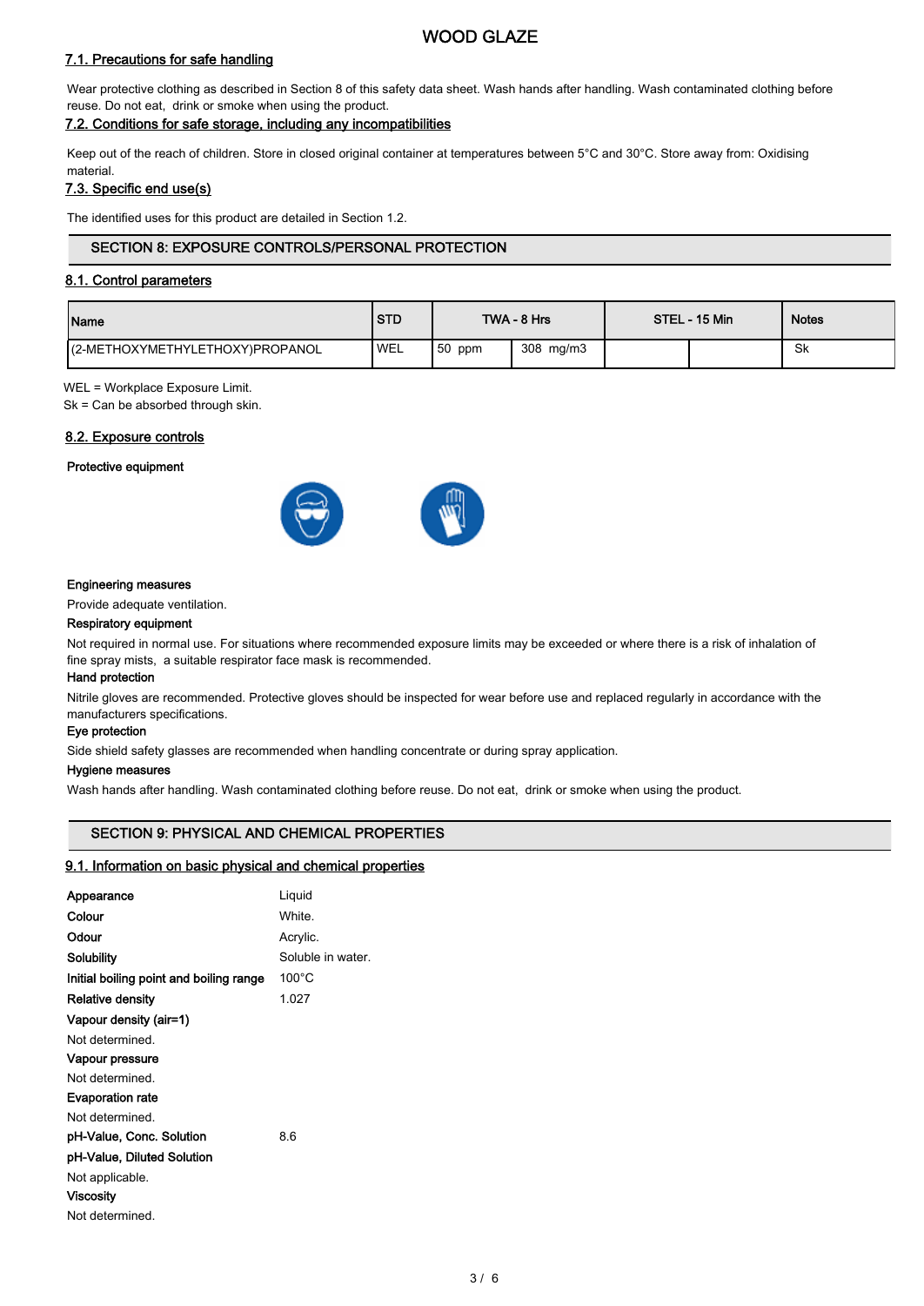### 7.1. Precautions for safe handling

Wear protective clothing as described in Section 8 of this safety data sheet. Wash hands after handling. Wash contaminated clothing before reuse. Do not eat, drink or smoke when using the product.

### 7.2. Conditions for safe storage, including any incompatibilities

Keep out of the reach of children. Store in closed original container at temperatures between 5°C and 30°C. Store away from: Oxidising material.

### 7.3. Specific end use(s)

The identified uses for this product are detailed in Section 1.2.

## SECTION 8: EXPOSURE CONTROLS/PERSONAL PROTECTION

### 8.1. Control parameters

| Name | STD | TWA - 8 Hrs | | STEL - 15 Min | | Notes |
|---|---|---|---|---|---|---|
| (2-METHOXYMETHYLETHOXY)PROPANOL | WEL | 50 ppm | 308 mg/m3 | | | Sk |

WEL = Workplace Exposure Limit.
Sk = Can be absorbed through skin.

### 8.2. Exposure controls

**Protective equipment**

**Engineering measures**

Provide adequate ventilation.

**Respiratory equipment**

Not required in normal use. For situations where recommended exposure limits may be exceeded or where there is a risk of inhalation of fine spray mists, a suitable respirator face mask is recommended.

**Hand protection**

Nitrile gloves are recommended. Protective gloves should be inspected for wear before use and replaced regularly in accordance with the manufacturers specifications.

**Eye protection**

Side shield safety glasses are recommended when handling concentrate or during spray application.

**Hygiene measures**

Wash hands after handling. Wash contaminated clothing before reuse. Do not eat, drink or smoke when using the product.

## SECTION 9: PHYSICAL AND CHEMICAL PROPERTIES

### 9.1. Information on basic physical and chemical properties

**Appearance** Liquid

**Colour** White.

**Odour** Acrylic.

**Solubility** Soluble in water.

**Initial boiling point and boiling range** 100°C

**Relative density** 1.027

**Vapour density (air=1)**

Not determined.

**Vapour pressure**

Not determined.

**Evaporation rate**

Not determined.

**pH-Value, Conc. Solution** 8.6

**pH-Value, Diluted Solution**

Not applicable.

**Viscosity**

Not determined.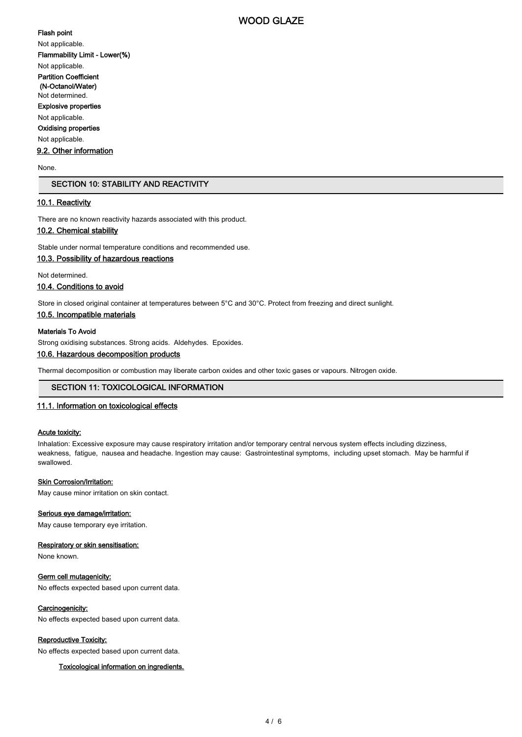**Flash point**

Not applicable.

**Flammability Limit - Lower(%)**

Not applicable.

**Partition Coefficient (N-Octanol/Water)**

Not determined.

**Explosive properties**

Not applicable.

**Oxidising properties**

Not applicable.

### 9.2. Other information

None.

## SECTION 10: STABILITY AND REACTIVITY

### 10.1. Reactivity

There are no known reactivity hazards associated with this product.

### 10.2. Chemical stability

Stable under normal temperature conditions and recommended use.

### 10.3. Possibility of hazardous reactions

Not determined.

### 10.4. Conditions to avoid

Store in closed original container at temperatures between 5°C and 30°C. Protect from freezing and direct sunlight.

### 10.5. Incompatible materials

**Materials To Avoid**

Strong oxidising substances. Strong acids. Aldehydes. Epoxides.

### 10.6. Hazardous decomposition products

Thermal decomposition or combustion may liberate carbon oxides and other toxic gases or vapours. Nitrogen oxide.

## SECTION 11: TOXICOLOGICAL INFORMATION

### 11.1. Information on toxicological effects

**Acute toxicity:**

Inhalation: Excessive exposure may cause respiratory irritation and/or temporary central nervous system effects including dizziness, weakness, fatigue, nausea and headache. Ingestion may cause: Gastrointestinal symptoms, including upset stomach. May be harmful if swallowed.

**Skin Corrosion/Irritation:**

May cause minor irritation on skin contact.

**Serious eye damage/irritation:**

May cause temporary eye irritation.

**Respiratory or skin sensitisation:**

None known.

**Germ cell mutagenicity:**

No effects expected based upon current data.

**Carcinogenicity:**

No effects expected based upon current data.

**Reproductive Toxicity:**

No effects expected based upon current data.

**Toxicological information on ingredients.**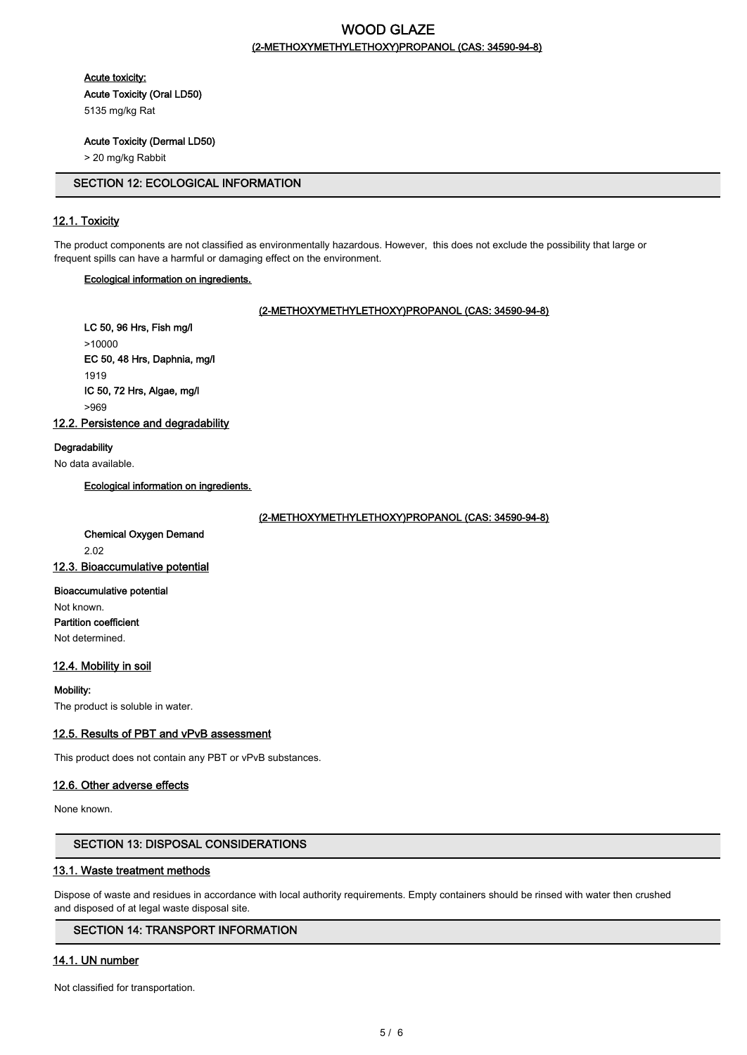#### Acute toxicity:

**Acute Toxicity (Oral LD50)**

5135 mg/kg Rat

**Acute Toxicity (Dermal LD50)**

> 20 mg/kg Rabbit

## SECTION 12: ECOLOGICAL INFORMATION

### 12.1. Toxicity

The product components are not classified as environmentally hazardous. However, this does not exclude the possibility that large or frequent spills can have a harmful or damaging effect on the environment.

**Ecological information on ingredients.**

**(2-METHOXYMETHYLETHOXY)PROPANOL (CAS: 34590-94-8)**

**LC 50, 96 Hrs, Fish mg/l**

>10000

**EC 50, 48 Hrs, Daphnia, mg/l**

1919

**IC 50, 72 Hrs, Algae, mg/l**

>969

### 12.2. Persistence and degradability

**Degradability**

No data available.

**Ecological information on ingredients.**

**(2-METHOXYMETHYLETHOXY)PROPANOL (CAS: 34590-94-8)**

**Chemical Oxygen Demand**

2.02

### 12.3. Bioaccumulative potential

**Bioaccumulative potential**

Not known.

**Partition coefficient**

Not determined.

### 12.4. Mobility in soil

**Mobility:**

The product is soluble in water.

### 12.5. Results of PBT and vPvB assessment

This product does not contain any PBT or vPvB substances.

### 12.6. Other adverse effects

None known.

## SECTION 13: DISPOSAL CONSIDERATIONS

### 13.1. Waste treatment methods

Dispose of waste and residues in accordance with local authority requirements. Empty containers should be rinsed with water then crushed and disposed of at legal waste disposal site.

## SECTION 14: TRANSPORT INFORMATION

### 14.1. UN number

Not classified for transportation.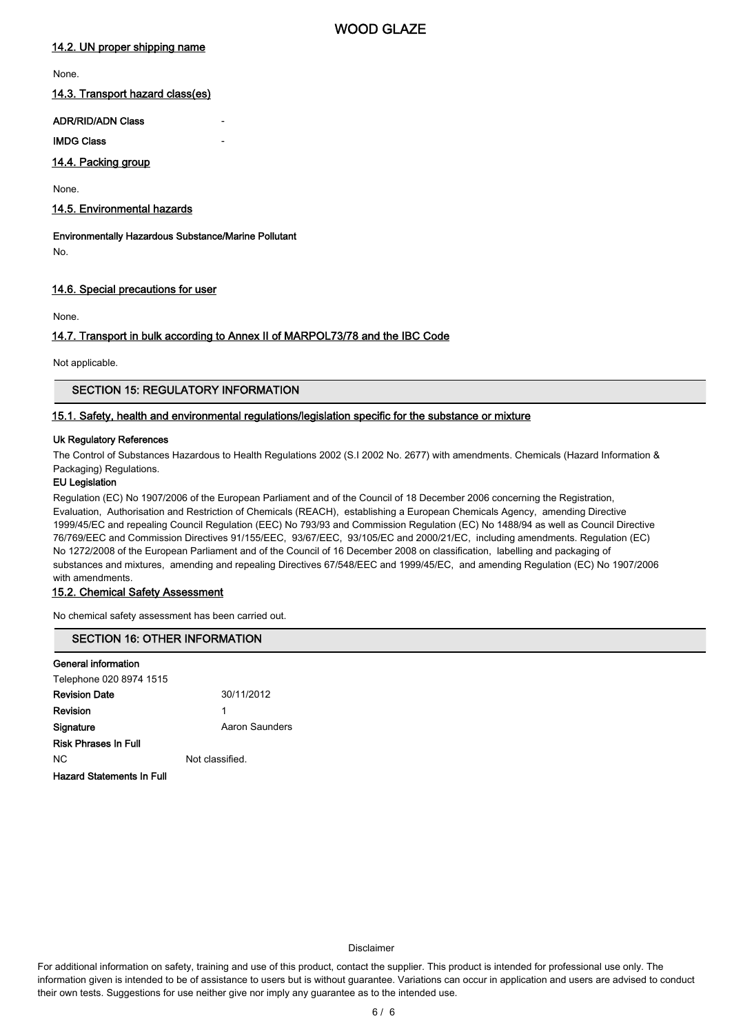### 14.2. UN proper shipping name

None.

### 14.3. Transport hazard class(es)

| | |
|---|---|
| **ADR/RID/ADN Class** | - |
| **IMDG Class** | - |

### 14.4. Packing group

None.

### 14.5. Environmental hazards

**Environmentally Hazardous Substance/Marine Pollutant**

No.

### 14.6. Special precautions for user

None.

### 14.7. Transport in bulk according to Annex II of MARPOL73/78 and the IBC Code

Not applicable.

## SECTION 15: REGULATORY INFORMATION

### 15.1. Safety, health and environmental regulations/legislation specific for the substance or mixture

**Uk Regulatory References**

The Control of Substances Hazardous to Health Regulations 2002 (S.I 2002 No. 2677) with amendments. Chemicals (Hazard Information & Packaging) Regulations.

**EU Legislation**

Regulation (EC) No 1907/2006 of the European Parliament and of the Council of 18 December 2006 concerning the Registration, Evaluation, Authorisation and Restriction of Chemicals (REACH), establishing a European Chemicals Agency, amending Directive 1999/45/EC and repealing Council Regulation (EEC) No 793/93 and Commission Regulation (EC) No 1488/94 as well as Council Directive 76/769/EEC and Commission Directives 91/155/EEC, 93/67/EEC, 93/105/EC and 2000/21/EC, including amendments. Regulation (EC) No 1272/2008 of the European Parliament and of the Council of 16 December 2008 on classification, labelling and packaging of substances and mixtures, amending and repealing Directives 67/548/EEC and 1999/45/EC, and amending Regulation (EC) No 1907/2006 with amendments.

### 15.2. Chemical Safety Assessment

No chemical safety assessment has been carried out.

## SECTION 16: OTHER INFORMATION

**General information**

Telephone 020 8974 1515

| | |
|---|---|
| **Revision Date** | 30/11/2012 |
| **Revision** | 1 |
| **Signature** | Aaron Saunders |

**Risk Phrases In Full**

NC Not classified.

**Hazard Statements In Full**

Disclaimer

For additional information on safety, training and use of this product, contact the supplier. This product is intended for professional use only. The information given is intended to be of assistance to users but is without guarantee. Variations can occur in application and users are advised to conduct their own tests. Suggestions for use neither give nor imply any guarantee as to the intended use.